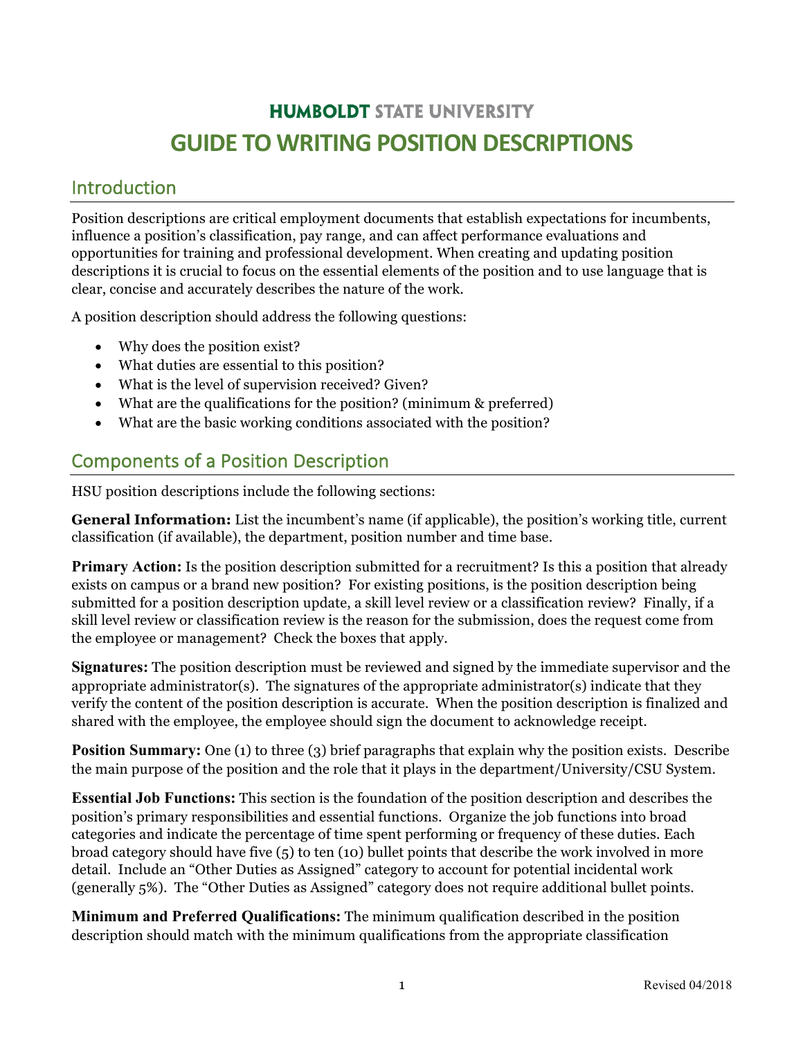# HUMBOLDT STATE UNIVERSITY

# GUIDE TO WRITING POSITION DESCRIPTIONS

## Introduction

Position descriptions are critical employment documents that establish expectations for incumbents, influence a position's classification, pay range, and can affect performance evaluations and opportunities for training and professional development. When creating and updating position descriptions it is crucial to focus on the essential elements of the position and to use language that is clear, concise and accurately describes the nature of the work.

A position description should address the following questions:

- Why does the position exist?
- What duties are essential to this position?
- What is the level of supervision received? Given?
- What are the qualifications for the position? (minimum & preferred)
- What are the basic working conditions associated with the position?

## Components of a Position Description

HSU position descriptions include the following sections:

**General Information:** List the incumbent's name (if applicable), the position's working title, current classification (if available), the department, position number and time base.

**Primary Action:** Is the position description submitted for a recruitment? Is this a position that already exists on campus or a brand new position? For existing positions, is the position description being submitted for a position description update, a skill level review or a classification review? Finally, if a skill level review or classification review is the reason for the submission, does the request come from the employee or management? Check the boxes that apply.

**Signatures:** The position description must be reviewed and signed by the immediate supervisor and the appropriate administrator(s). The signatures of the appropriate administrator(s) indicate that they verify the content of the position description is accurate. When the position description is finalized and shared with the employee, the employee should sign the document to acknowledge receipt.

**Position Summary:** One (1) to three (3) brief paragraphs that explain why the position exists. Describe the main purpose of the position and the role that it plays in the department/University/CSU System.

**Essential Job Functions:** This section is the foundation of the position description and describes the position's primary responsibilities and essential functions. Organize the job functions into broad categories and indicate the percentage of time spent performing or frequency of these duties. Each broad category should have five (5) to ten (10) bullet points that describe the work involved in more detail. Include an "Other Duties as Assigned" category to account for potential incidental work (generally 5%). The "Other Duties as Assigned" category does not require additional bullet points.

**Minimum and Preferred Qualifications:** The minimum qualification described in the position description should match with the minimum qualifications from the appropriate classification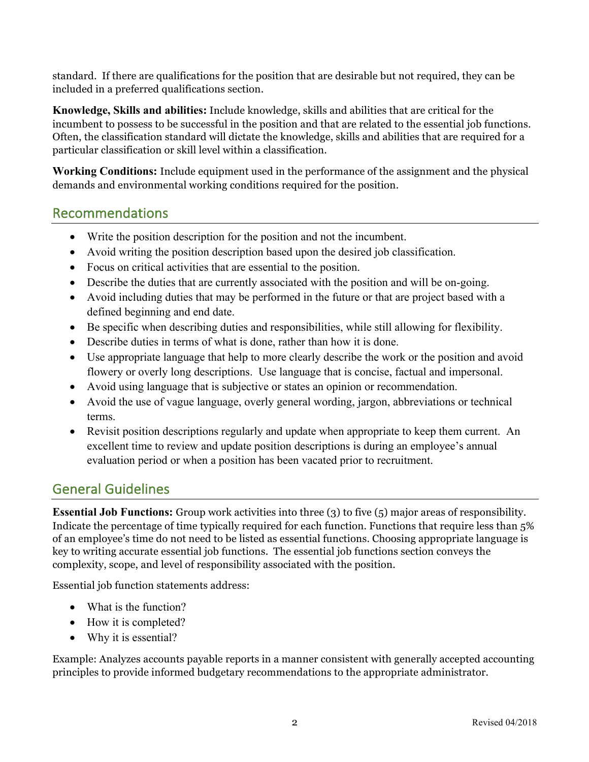standard. If there are qualifications for the position that are desirable but not required, they can be included in a preferred qualifications section.

**Knowledge, Skills and abilities:** Include knowledge, skills and abilities that are critical for the incumbent to possess to be successful in the position and that are related to the essential job functions. Often, the classification standard will dictate the knowledge, skills and abilities that are required for a particular classification or skill level within a classification.

**Working Conditions:** Include equipment used in the performance of the assignment and the physical demands and environmental working conditions required for the position.

## Recommendations

- Write the position description for the position and not the incumbent.
- Avoid writing the position description based upon the desired job classification.
- Focus on critical activities that are essential to the position.
- Describe the duties that are currently associated with the position and will be on-going.
- Avoid including duties that may be performed in the future or that are project based with a defined beginning and end date.
- Be specific when describing duties and responsibilities, while still allowing for flexibility.
- Describe duties in terms of what is done, rather than how it is done.
- Use appropriate language that help to more clearly describe the work or the position and avoid flowery or overly long descriptions. Use language that is concise, factual and impersonal.
- Avoid using language that is subjective or states an opinion or recommendation.
- Avoid the use of vague language, overly general wording, jargon, abbreviations or technical terms.
- Revisit position descriptions regularly and update when appropriate to keep them current. An excellent time to review and update position descriptions is during an employee's annual evaluation period or when a position has been vacated prior to recruitment.

## General Guidelines

**Essential Job Functions:** Group work activities into three (3) to five (5) major areas of responsibility. Indicate the percentage of time typically required for each function. Functions that require less than 5% of an employee's time do not need to be listed as essential functions. Choosing appropriate language is key to writing accurate essential job functions. The essential job functions section conveys the complexity, scope, and level of responsibility associated with the position.

Essential job function statements address:

- What is the function?
- How it is completed?
- Why it is essential?

Example: Analyzes accounts payable reports in a manner consistent with generally accepted accounting principles to provide informed budgetary recommendations to the appropriate administrator.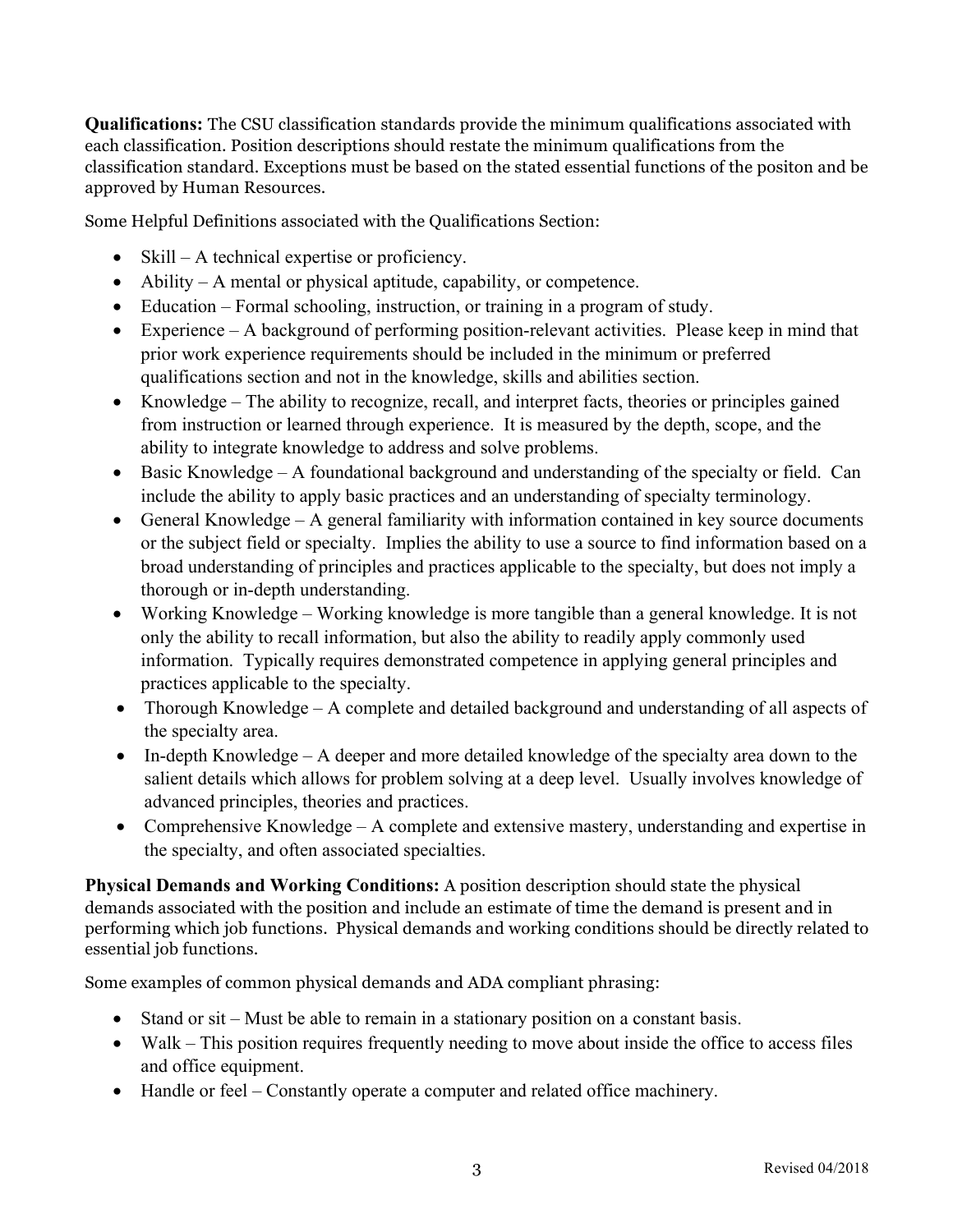**Qualifications:** The CSU classification standards provide the minimum qualifications associated with each classification. Position descriptions should restate the minimum qualifications from the classification standard. Exceptions must be based on the stated essential functions of the positon and be approved by Human Resources.

Some Helpful Definitions associated with the Qualifications Section:

- Skill – A technical expertise or proficiency.
- Ability – A mental or physical aptitude, capability, or competence.
- Education – Formal schooling, instruction, or training in a program of study.
- Experience – A background of performing position-relevant activities. Please keep in mind that prior work experience requirements should be included in the minimum or preferred qualifications section and not in the knowledge, skills and abilities section.
- Knowledge – The ability to recognize, recall, and interpret facts, theories or principles gained from instruction or learned through experience. It is measured by the depth, scope, and the ability to integrate knowledge to address and solve problems.
- Basic Knowledge – A foundational background and understanding of the specialty or field. Can include the ability to apply basic practices and an understanding of specialty terminology.
- General Knowledge – A general familiarity with information contained in key source documents or the subject field or specialty. Implies the ability to use a source to find information based on a broad understanding of principles and practices applicable to the specialty, but does not imply a thorough or in-depth understanding.
- Working Knowledge – Working knowledge is more tangible than a general knowledge. It is not only the ability to recall information, but also the ability to readily apply commonly used information. Typically requires demonstrated competence in applying general principles and practices applicable to the specialty.
- Thorough Knowledge – A complete and detailed background and understanding of all aspects of the specialty area.
- In-depth Knowledge – A deeper and more detailed knowledge of the specialty area down to the salient details which allows for problem solving at a deep level. Usually involves knowledge of advanced principles, theories and practices.
- Comprehensive Knowledge – A complete and extensive mastery, understanding and expertise in the specialty, and often associated specialties.

**Physical Demands and Working Conditions:** A position description should state the physical demands associated with the position and include an estimate of time the demand is present and in performing which job functions. Physical demands and working conditions should be directly related to essential job functions.

Some examples of common physical demands and ADA compliant phrasing:

- Stand or sit – Must be able to remain in a stationary position on a constant basis.
- Walk – This position requires frequently needing to move about inside the office to access files and office equipment.
- Handle or feel – Constantly operate a computer and related office machinery.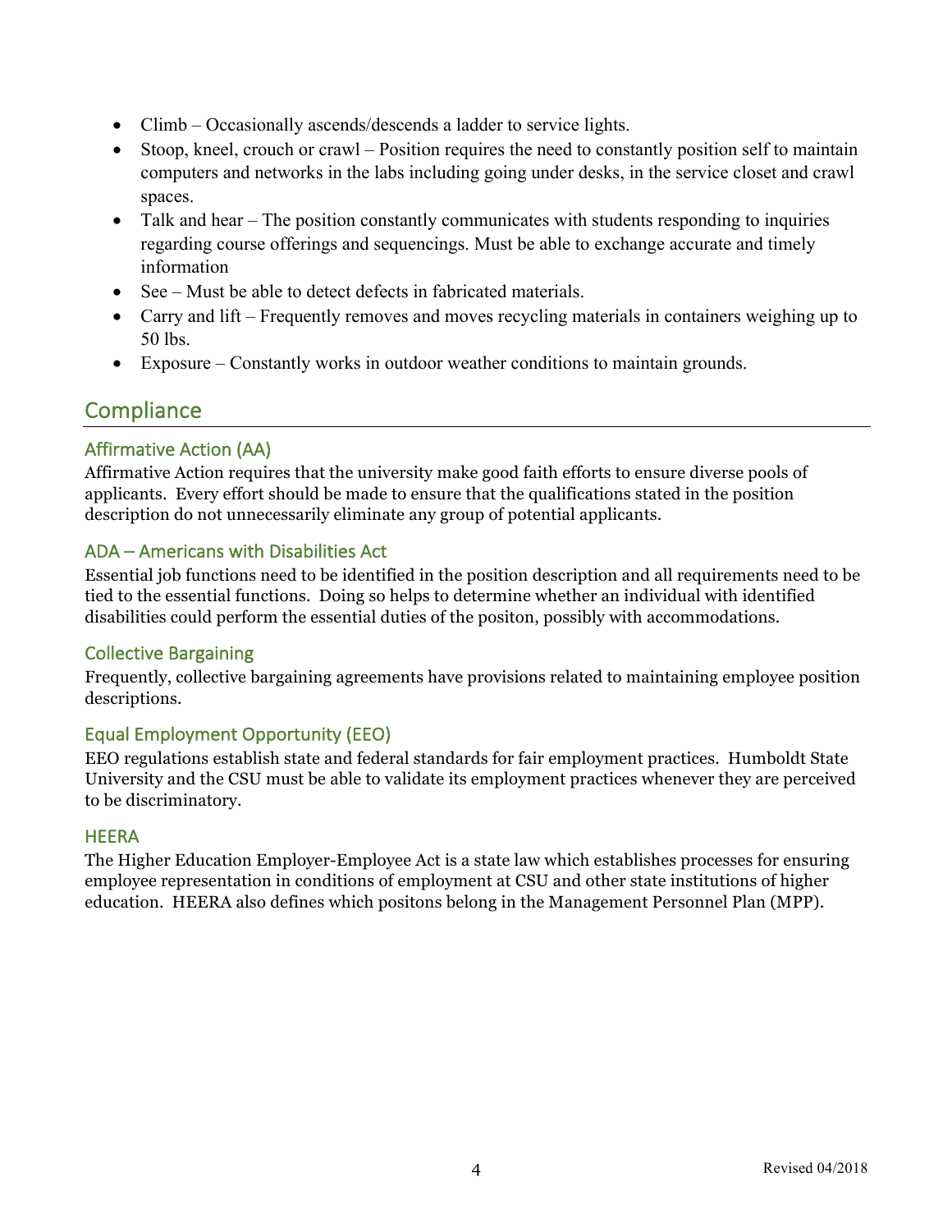- Climb – Occasionally ascends/descends a ladder to service lights.
- Stoop, kneel, crouch or crawl – Position requires the need to constantly position self to maintain computers and networks in the labs including going under desks, in the service closet and crawl spaces.
- Talk and hear – The position constantly communicates with students responding to inquiries regarding course offerings and sequencings. Must be able to exchange accurate and timely information
- See – Must be able to detect defects in fabricated materials.
- Carry and lift – Frequently removes and moves recycling materials in containers weighing up to 50 lbs.
- Exposure – Constantly works in outdoor weather conditions to maintain grounds.

## Compliance

### Affirmative Action (AA)

Affirmative Action requires that the university make good faith efforts to ensure diverse pools of applicants. Every effort should be made to ensure that the qualifications stated in the position description do not unnecessarily eliminate any group of potential applicants.

### ADA – Americans with Disabilities Act

Essential job functions need to be identified in the position description and all requirements need to be tied to the essential functions. Doing so helps to determine whether an individual with identified disabilities could perform the essential duties of the positon, possibly with accommodations.

### Collective Bargaining

Frequently, collective bargaining agreements have provisions related to maintaining employee position descriptions.

### Equal Employment Opportunity (EEO)

EEO regulations establish state and federal standards for fair employment practices. Humboldt State University and the CSU must be able to validate its employment practices whenever they are perceived to be discriminatory.

### HEERA

The Higher Education Employer-Employee Act is a state law which establishes processes for ensuring employee representation in conditions of employment at CSU and other state institutions of higher education. HEERA also defines which positons belong in the Management Personnel Plan (MPP).

Revised 04/2018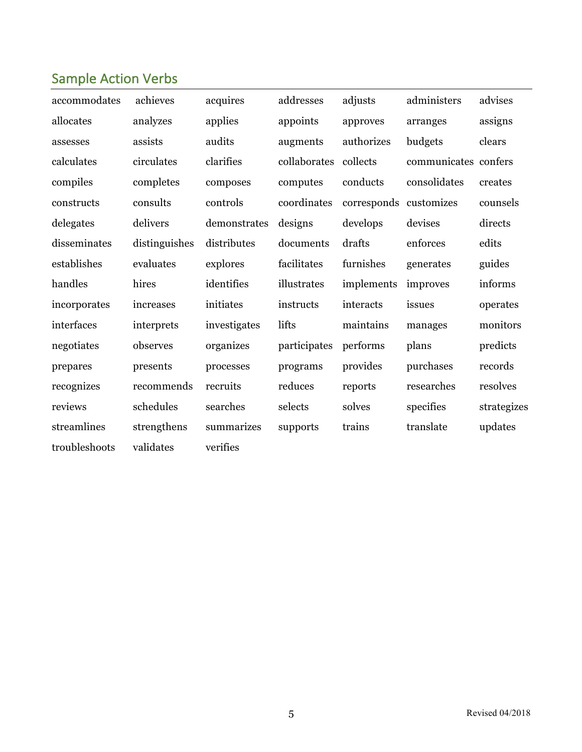## Sample Action Verbs

| | | | | | | |
|---|---|---|---|---|---|---|
| accommodates | achieves | acquires | addresses | adjusts | administers | advises |
| allocates | analyzes | applies | appoints | approves | arranges | assigns |
| assesses | assists | audits | augments | authorizes | budgets | clears |
| calculates | circulates | clarifies | collaborates | collects | communicates | confers |
| compiles | completes | composes | computes | conducts | consolidates | creates |
| constructs | consults | controls | coordinates | corresponds | customizes | counsels |
| delegates | delivers | demonstrates | designs | develops | devises | directs |
| disseminates | distinguishes | distributes | documents | drafts | enforces | edits |
| establishes | evaluates | explores | facilitates | furnishes | generates | guides |
| handles | hires | identifies | illustrates | implements | improves | informs |
| incorporates | increases | initiates | instructs | interacts | issues | operates |
| interfaces | interprets | investigates | lifts | maintains | manages | monitors |
| negotiates | observes | organizes | participates | performs | plans | predicts |
| prepares | presents | processes | programs | provides | purchases | records |
| recognizes | recommends | recruits | reduces | reports | researches | resolves |
| reviews | schedules | searches | selects | solves | specifies | strategizes |
| streamlines | strengthens | summarizes | supports | trains | translate | updates |
| troubleshoots | validates | verifies | | | | |

Revised 04/2018